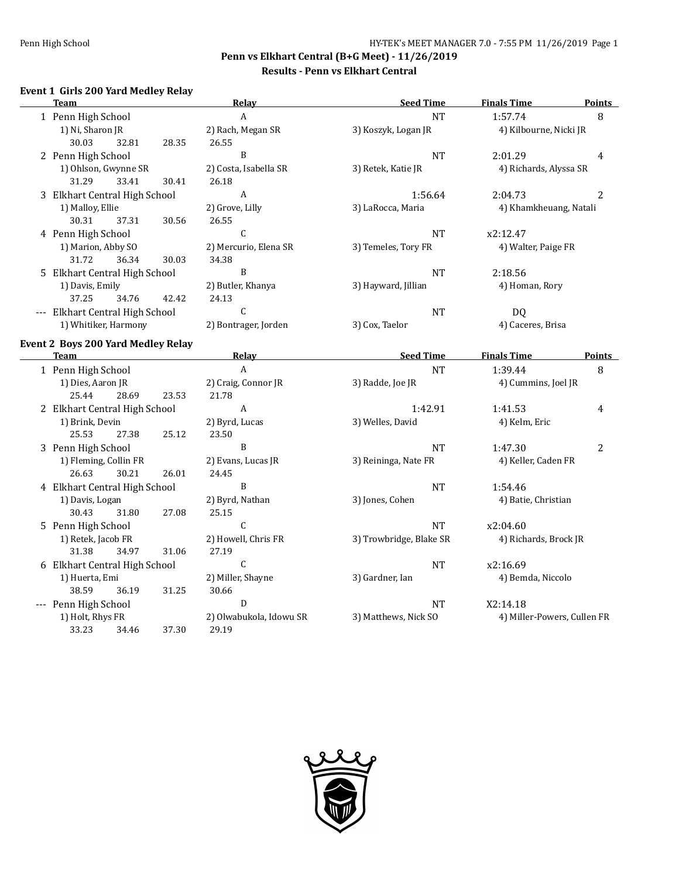## Penn vs Elkhart Central (B+G Meet) - 11/26/2019

### Results - Penn vs Elkhart Central

**Event 1 Girls 200 Yard Medley Relay**

| | Team | Relay | Seed Time | Finals Time | Points |
|---|---|---|---|---|---|
| 1 | Penn High School | A | NT | 1:57.74 | 8 |
| | 1) Ni, Sharon JR | 2) Rach, Megan SR | 3) Koszyk, Logan JR | 4) Kilbourne, Nicki JR | |
| | 30.03 32.81 28.35 | 26.55 | | | |
| 2 | Penn High School | B | NT | 2:01.29 | 4 |
| | 1) Ohlson, Gwynne SR | 2) Costa, Isabella SR | 3) Retek, Katie JR | 4) Richards, Alyssa SR | |
| | 31.29 33.41 30.41 | 26.18 | | | |
| 3 | Elkhart Central High School | A | 1:56.64 | 2:04.73 | 2 |
| | 1) Malloy, Ellie | 2) Grove, Lilly | 3) LaRocca, Maria | 4) Khamkheuang, Natali | |
| | 30.31 37.31 30.56 | 26.55 | | | |
| 4 | Penn High School | C | NT | x2:12.47 | |
| | 1) Marion, Abby SO | 2) Mercurio, Elena SR | 3) Temeles, Tory FR | 4) Walter, Paige FR | |
| | 31.72 36.34 30.03 | 34.38 | | | |
| 5 | Elkhart Central High School | B | NT | 2:18.56 | |
| | 1) Davis, Emily | 2) Butler, Khanya | 3) Hayward, Jillian | 4) Homan, Rory | |
| | 37.25 34.76 42.42 | 24.13 | | | |
| --- | Elkhart Central High School | C | NT | DQ | |
| | 1) Whitiker, Harmony | 2) Bontrager, Jorden | 3) Cox, Taelor | 4) Caceres, Brisa | |

**Event 2 Boys 200 Yard Medley Relay**

| | Team | Relay | Seed Time | Finals Time | Points |
|---|---|---|---|---|---|
| 1 | Penn High School | A | NT | 1:39.44 | 8 |
| | 1) Dies, Aaron JR | 2) Craig, Connor JR | 3) Radde, Joe JR | 4) Cummins, Joel JR | |
| | 25.44 28.69 23.53 | 21.78 | | | |
| 2 | Elkhart Central High School | A | 1:42.91 | 1:41.53 | 4 |
| | 1) Brink, Devin | 2) Byrd, Lucas | 3) Welles, David | 4) Kelm, Eric | |
| | 25.53 27.38 25.12 | 23.50 | | | |
| 3 | Penn High School | B | NT | 1:47.30 | 2 |
| | 1) Fleming, Collin FR | 2) Evans, Lucas JR | 3) Reininga, Nate FR | 4) Keller, Caden FR | |
| | 26.63 30.21 26.01 | 24.45 | | | |
| 4 | Elkhart Central High School | B | NT | 1:54.46 | |
| | 1) Davis, Logan | 2) Byrd, Nathan | 3) Jones, Cohen | 4) Batie, Christian | |
| | 30.43 31.80 27.08 | 25.15 | | | |
| 5 | Penn High School | C | NT | x2:04.60 | |
| | 1) Retek, Jacob FR | 2) Howell, Chris FR | 3) Trowbridge, Blake SR | 4) Richards, Brock JR | |
| | 31.38 34.97 31.06 | 27.19 | | | |
| 6 | Elkhart Central High School | C | NT | x2:16.69 | |
| | 1) Huerta, Emi | 2) Miller, Shayne | 3) Gardner, Ian | 4) Bemda, Niccolo | |
| | 38.59 36.19 31.25 | 30.66 | | | |
| --- | Penn High School | D | NT | X2:14.18 | |
| | 1) Holt, Rhys FR | 2) Olwabukola, Idowu SR | 3) Matthews, Nick SO | 4) Miller-Powers, Cullen FR | |
| | 33.23 34.46 37.30 | 29.19 | | | |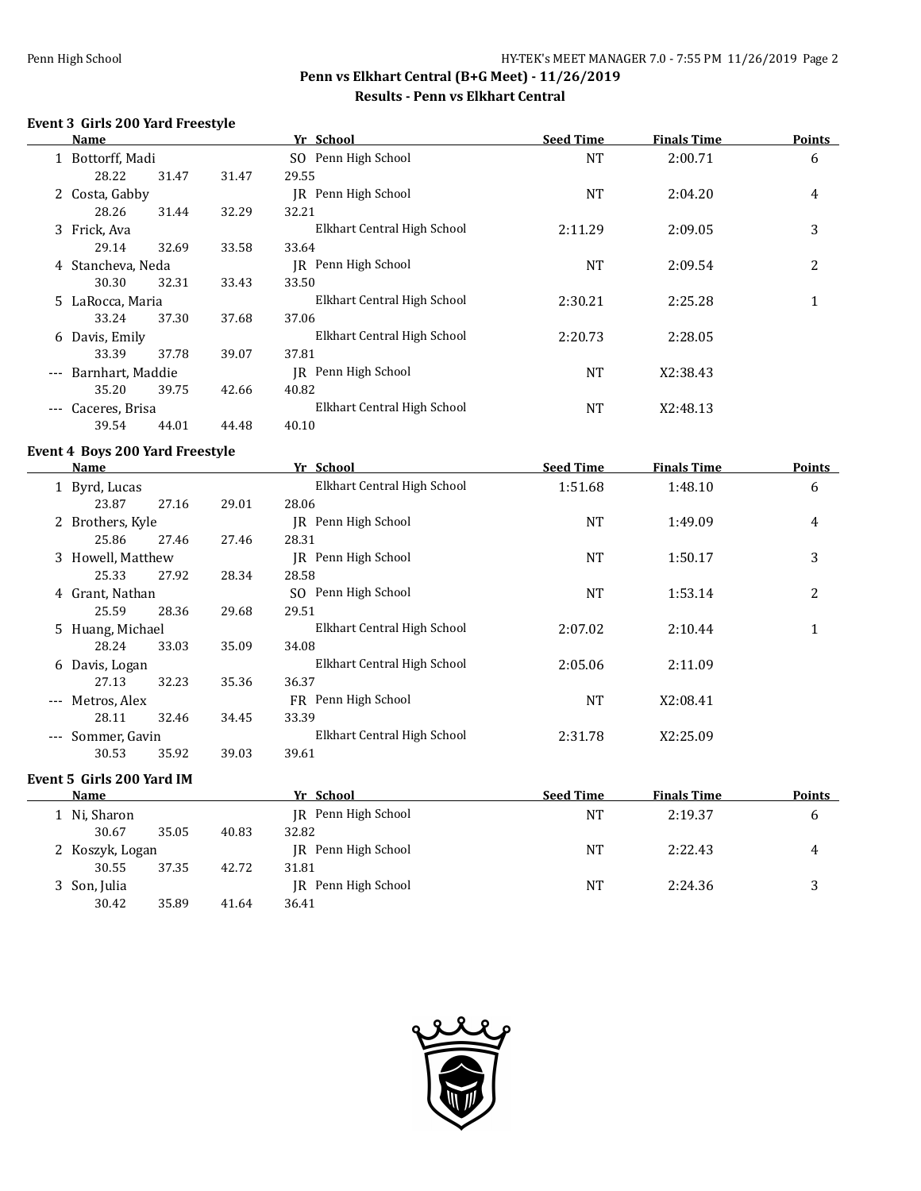**Penn vs Elkhart Central (B+G Meet) - 11/26/2019**

**Results - Penn vs Elkhart Central**

### Event 3 Girls 200 Yard Freestyle

| | Name | Yr | School | Seed Time | Finals Time | Points |
|---|---|---|---|---|---|---|
| 1 | Bottorff, Madi | SO | Penn High School | NT | 2:00.71 | 6 |
| | 28.22 31.47 31.47 29.55 | | | | | |
| 2 | Costa, Gabby | JR | Penn High School | NT | 2:04.20 | 4 |
| | 28.26 31.44 32.29 32.21 | | | | | |
| 3 | Frick, Ava | | Elkhart Central High School | 2:11.29 | 2:09.05 | 3 |
| | 29.14 32.69 33.58 33.64 | | | | | |
| 4 | Stancheva, Neda | JR | Penn High School | NT | 2:09.54 | 2 |
| | 30.30 32.31 33.43 33.50 | | | | | |
| 5 | LaRocca, Maria | | Elkhart Central High School | 2:30.21 | 2:25.28 | 1 |
| | 33.24 37.30 37.68 37.06 | | | | | |
| 6 | Davis, Emily | | Elkhart Central High School | 2:20.73 | 2:28.05 | |
| | 33.39 37.78 39.07 37.81 | | | | | |
| --- | Barnhart, Maddie | JR | Penn High School | NT | X2:38.43 | |
| | 35.20 39.75 42.66 40.82 | | | | | |
| --- | Caceres, Brisa | | Elkhart Central High School | NT | X2:48.13 | |
| | 39.54 44.01 44.48 40.10 | | | | | |

### Event 4 Boys 200 Yard Freestyle

| | Name | Yr | School | Seed Time | Finals Time | Points |
|---|---|---|---|---|---|---|
| 1 | Byrd, Lucas | | Elkhart Central High School | 1:51.68 | 1:48.10 | 6 |
| | 23.87 27.16 29.01 28.06 | | | | | |
| 2 | Brothers, Kyle | JR | Penn High School | NT | 1:49.09 | 4 |
| | 25.86 27.46 27.46 28.31 | | | | | |
| 3 | Howell, Matthew | JR | Penn High School | NT | 1:50.17 | 3 |
| | 25.33 27.92 28.34 28.58 | | | | | |
| 4 | Grant, Nathan | SO | Penn High School | NT | 1:53.14 | 2 |
| | 25.59 28.36 29.68 29.51 | | | | | |
| 5 | Huang, Michael | | Elkhart Central High School | 2:07.02 | 2:10.44 | 1 |
| | 28.24 33.03 35.09 34.08 | | | | | |
| 6 | Davis, Logan | | Elkhart Central High School | 2:05.06 | 2:11.09 | |
| | 27.13 32.23 35.36 36.37 | | | | | |
| --- | Metros, Alex | FR | Penn High School | NT | X2:08.41 | |
| | 28.11 32.46 34.45 33.39 | | | | | |
| --- | Sommer, Gavin | | Elkhart Central High School | 2:31.78 | X2:25.09 | |
| | 30.53 35.92 39.03 39.61 | | | | | |

### Event 5 Girls 200 Yard IM

| | Name | Yr | School | Seed Time | Finals Time | Points |
|---|---|---|---|---|---|---|
| 1 | Ni, Sharon | JR | Penn High School | NT | 2:19.37 | 6 |
| | 30.67 35.05 40.83 32.82 | | | | | |
| 2 | Koszyk, Logan | JR | Penn High School | NT | 2:22.43 | 4 |
| | 30.55 37.35 42.72 31.81 | | | | | |
| 3 | Son, Julia | JR | Penn High School | NT | 2:24.36 | 3 |
| | 30.42 35.89 41.64 36.41 | | | | | |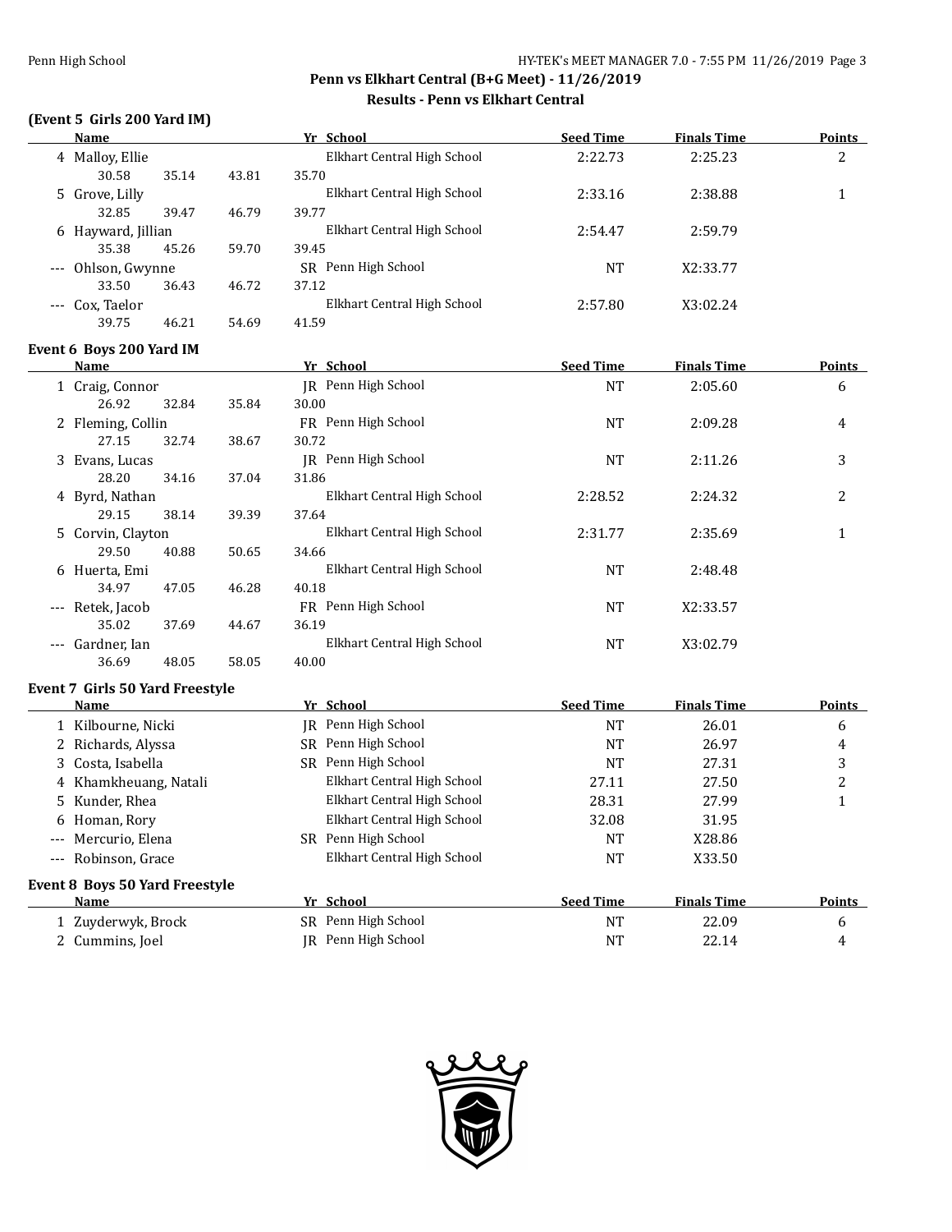Penn vs Elkhart Central (B+G Meet) - 11/26/2019

Results - Penn vs Elkhart Central

### (Event 5 Girls 200 Yard IM)

| | Name | Yr | School | Seed Time | Finals Time | Points |
|---|---|---|---|---|---|---|
| 4 | Malloy, Ellie | | Elkhart Central High School | 2:22.73 | 2:25.23 | 2 |
| | 30.58 35.14 43.81 35.70 | | | | | |
| 5 | Grove, Lilly | | Elkhart Central High School | 2:33.16 | 2:38.88 | 1 |
| | 32.85 39.47 46.79 39.77 | | | | | |
| 6 | Hayward, Jillian | | Elkhart Central High School | 2:54.47 | 2:59.79 | |
| | 35.38 45.26 59.70 39.45 | | | | | |
| --- | Ohlson, Gwynne | SR | Penn High School | NT | X2:33.77 | |
| | 33.50 36.43 46.72 37.12 | | | | | |
| --- | Cox, Taelor | | Elkhart Central High School | 2:57.80 | X3:02.24 | |
| | 39.75 46.21 54.69 41.59 | | | | | |

### Event 6 Boys 200 Yard IM

| | Name | Yr | School | Seed Time | Finals Time | Points |
|---|---|---|---|---|---|---|
| 1 | Craig, Connor | JR | Penn High School | NT | 2:05.60 | 6 |
| | 26.92 32.84 35.84 30.00 | | | | | |
| 2 | Fleming, Collin | FR | Penn High School | NT | 2:09.28 | 4 |
| | 27.15 32.74 38.67 30.72 | | | | | |
| 3 | Evans, Lucas | JR | Penn High School | NT | 2:11.26 | 3 |
| | 28.20 34.16 37.04 31.86 | | | | | |
| 4 | Byrd, Nathan | | Elkhart Central High School | 2:28.52 | 2:24.32 | 2 |
| | 29.15 38.14 39.39 37.64 | | | | | |
| 5 | Corvin, Clayton | | Elkhart Central High School | 2:31.77 | 2:35.69 | 1 |
| | 29.50 40.88 50.65 34.66 | | | | | |
| 6 | Huerta, Emi | | Elkhart Central High School | NT | 2:48.48 | |
| | 34.97 47.05 46.28 40.18 | | | | | |
| --- | Retek, Jacob | FR | Penn High School | NT | X2:33.57 | |
| | 35.02 37.69 44.67 36.19 | | | | | |
| --- | Gardner, Ian | | Elkhart Central High School | NT | X3:02.79 | |
| | 36.69 48.05 58.05 40.00 | | | | | |

### Event 7 Girls 50 Yard Freestyle

| | Name | Yr | School | Seed Time | Finals Time | Points |
|---|---|---|---|---|---|---|
| 1 | Kilbourne, Nicki | JR | Penn High School | NT | 26.01 | 6 |
| 2 | Richards, Alyssa | SR | Penn High School | NT | 26.97 | 4 |
| 3 | Costa, Isabella | SR | Penn High School | NT | 27.31 | 3 |
| 4 | Khamkheuang, Natali | | Elkhart Central High School | 27.11 | 27.50 | 2 |
| 5 | Kunder, Rhea | | Elkhart Central High School | 28.31 | 27.99 | 1 |
| 6 | Homan, Rory | | Elkhart Central High School | 32.08 | 31.95 | |
| --- | Mercurio, Elena | SR | Penn High School | NT | X28.86 | |
| --- | Robinson, Grace | | Elkhart Central High School | NT | X33.50 | |

### Event 8 Boys 50 Yard Freestyle

| | Name | Yr | School | Seed Time | Finals Time | Points |
|---|---|---|---|---|---|---|
| 1 | Zuyderwyk, Brock | SR | Penn High School | NT | 22.09 | 6 |
| 2 | Cummins, Joel | JR | Penn High School | NT | 22.14 | 4 |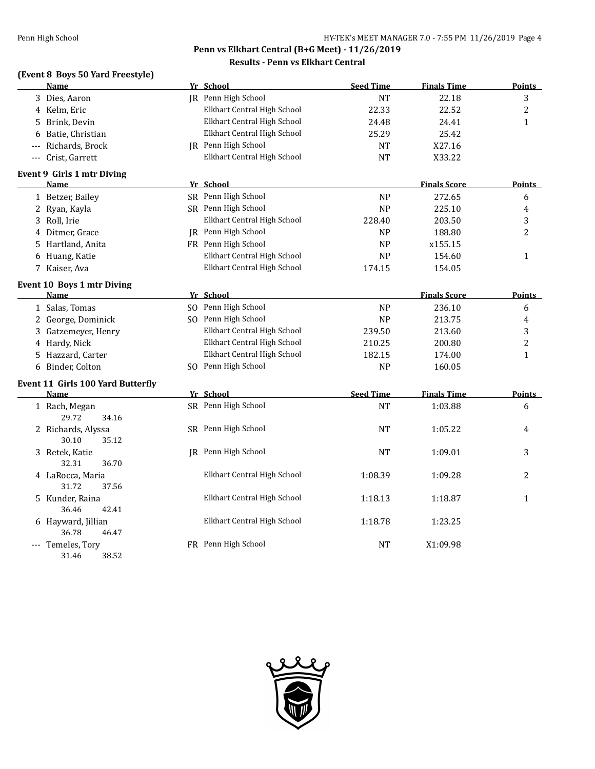**Penn vs Elkhart Central (B+G Meet) - 11/26/2019**

**Results - Penn vs Elkhart Central**

### (Event 8 Boys 50 Yard Freestyle)

| | Name | Yr | School | Seed Time | Finals Time | Points |
|---|---|---|---|---|---|---|
| 3 | Dies, Aaron | JR | Penn High School | NT | 22.18 | 3 |
| 4 | Kelm, Eric | | Elkhart Central High School | 22.33 | 22.52 | 2 |
| 5 | Brink, Devin | | Elkhart Central High School | 24.48 | 24.41 | 1 |
| 6 | Batie, Christian | | Elkhart Central High School | 25.29 | 25.42 | |
| --- | Richards, Brock | JR | Penn High School | NT | X27.16 | |
| --- | Crist, Garrett | | Elkhart Central High School | NT | X33.22 | |

### Event 9 Girls 1 mtr Diving

| | Name | Yr | School | | Finals Score | Points |
|---|---|---|---|---|---|---|
| 1 | Betzer, Bailey | SR | Penn High School | NP | 272.65 | 6 |
| 2 | Ryan, Kayla | SR | Penn High School | NP | 225.10 | 4 |
| 3 | Roll, Irie | | Elkhart Central High School | 228.40 | 203.50 | 3 |
| 4 | Ditmer, Grace | JR | Penn High School | NP | 188.80 | 2 |
| 5 | Hartland, Anita | FR | Penn High School | NP | x155.15 | |
| 6 | Huang, Katie | | Elkhart Central High School | NP | 154.60 | 1 |
| 7 | Kaiser, Ava | | Elkhart Central High School | 174.15 | 154.05 | |

### Event 10 Boys 1 mtr Diving

| | Name | Yr | School | | Finals Score | Points |
|---|---|---|---|---|---|---|
| 1 | Salas, Tomas | SO | Penn High School | NP | 236.10 | 6 |
| 2 | George, Dominick | SO | Penn High School | NP | 213.75 | 4 |
| 3 | Gatzemeyer, Henry | | Elkhart Central High School | 239.50 | 213.60 | 3 |
| 4 | Hardy, Nick | | Elkhart Central High School | 210.25 | 200.80 | 2 |
| 5 | Hazzard, Carter | | Elkhart Central High School | 182.15 | 174.00 | 1 |
| 6 | Binder, Colton | SO | Penn High School | NP | 160.05 | |

### Event 11 Girls 100 Yard Butterfly

| | Name | Yr | School | Seed Time | Finals Time | Points |
|---|---|---|---|---|---|---|
| 1 | Rach, Megan | SR | Penn High School | NT | 1:03.88 | 6 |
| | 29.72 34.16 | | | | | |
| 2 | Richards, Alyssa | SR | Penn High School | NT | 1:05.22 | 4 |
| | 30.10 35.12 | | | | | |
| 3 | Retek, Katie | JR | Penn High School | NT | 1:09.01 | 3 |
| | 32.31 36.70 | | | | | |
| 4 | LaRocca, Maria | | Elkhart Central High School | 1:08.39 | 1:09.28 | 2 |
| | 31.72 37.56 | | | | | |
| 5 | Kunder, Raina | | Elkhart Central High School | 1:18.13 | 1:18.87 | 1 |
| | 36.46 42.41 | | | | | |
| 6 | Hayward, Jillian | | Elkhart Central High School | 1:18.78 | 1:23.25 | |
| | 36.78 46.47 | | | | | |
| --- | Temeles, Tory | FR | Penn High School | NT | X1:09.98 | |
| | 31.46 38.52 | | | | | |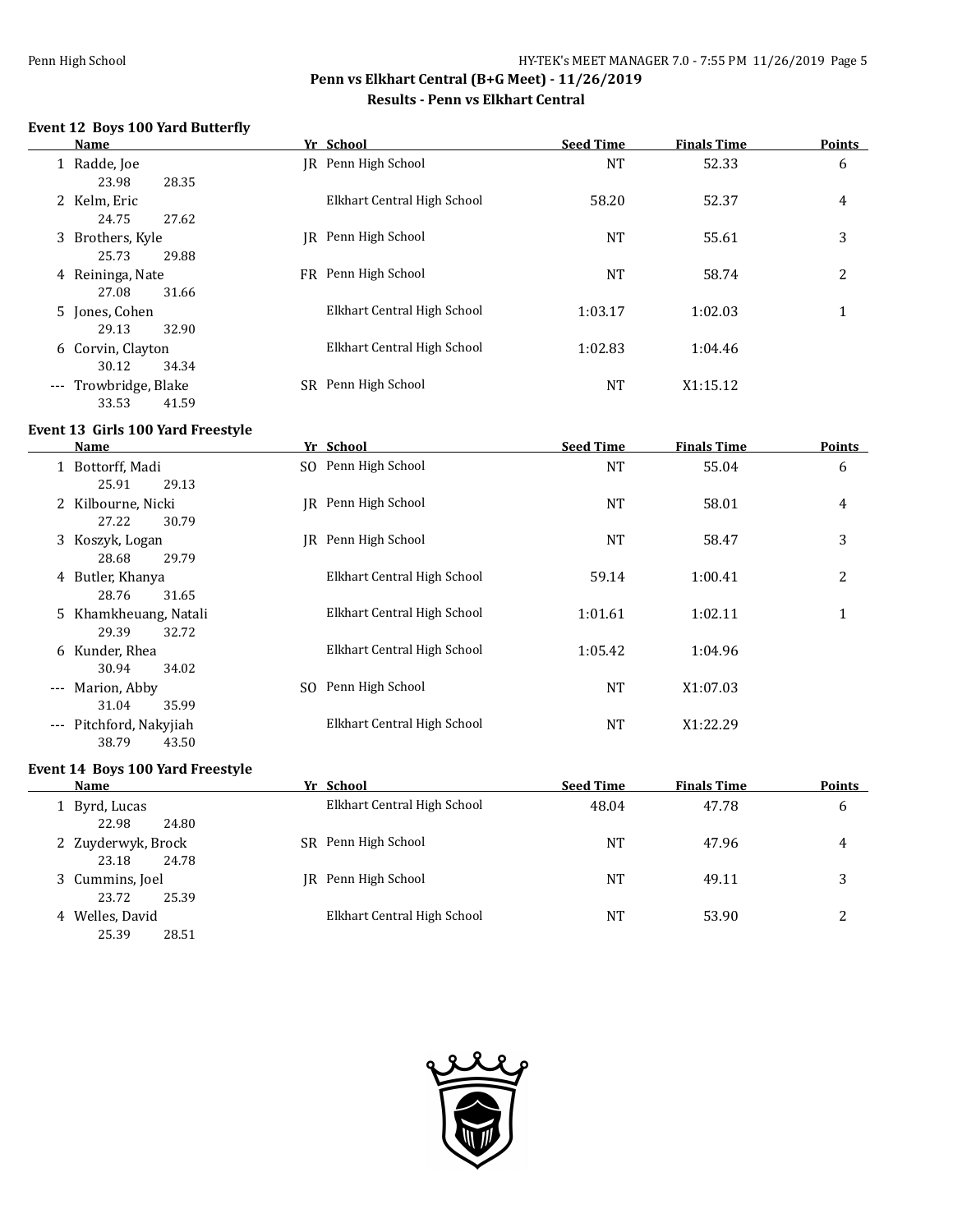## Penn vs Elkhart Central (B+G Meet) - 11/26/2019

### Results - Penn vs Elkhart Central

#### Event 12 Boys 100 Yard Butterfly

| | Name | Yr | School | Seed Time | Finals Time | Points |
|---|---|---|---|---|---|---|
| 1 | Radde, Joe | JR | Penn High School | NT | 52.33 | 6 |
| | 23.98 28.35 | | | | | |
| 2 | Kelm, Eric | | Elkhart Central High School | 58.20 | 52.37 | 4 |
| | 24.75 27.62 | | | | | |
| 3 | Brothers, Kyle | JR | Penn High School | NT | 55.61 | 3 |
| | 25.73 29.88 | | | | | |
| 4 | Reininga, Nate | FR | Penn High School | NT | 58.74 | 2 |
| | 27.08 31.66 | | | | | |
| 5 | Jones, Cohen | | Elkhart Central High School | 1:03.17 | 1:02.03 | 1 |
| | 29.13 32.90 | | | | | |
| 6 | Corvin, Clayton | | Elkhart Central High School | 1:02.83 | 1:04.46 | |
| | 30.12 34.34 | | | | | |
| --- | Trowbridge, Blake | SR | Penn High School | NT | X1:15.12 | |
| | 33.53 41.59 | | | | | |

#### Event 13 Girls 100 Yard Freestyle

| | Name | Yr | School | Seed Time | Finals Time | Points |
|---|---|---|---|---|---|---|
| 1 | Bottorff, Madi | SO | Penn High School | NT | 55.04 | 6 |
| | 25.91 29.13 | | | | | |
| 2 | Kilbourne, Nicki | JR | Penn High School | NT | 58.01 | 4 |
| | 27.22 30.79 | | | | | |
| 3 | Koszyk, Logan | JR | Penn High School | NT | 58.47 | 3 |
| | 28.68 29.79 | | | | | |
| 4 | Butler, Khanya | | Elkhart Central High School | 59.14 | 1:00.41 | 2 |
| | 28.76 31.65 | | | | | |
| 5 | Khamkheuang, Natali | | Elkhart Central High School | 1:01.61 | 1:02.11 | 1 |
| | 29.39 32.72 | | | | | |
| 6 | Kunder, Rhea | | Elkhart Central High School | 1:05.42 | 1:04.96 | |
| | 30.94 34.02 | | | | | |
| --- | Marion, Abby | SO | Penn High School | NT | X1:07.03 | |
| | 31.04 35.99 | | | | | |
| --- | Pitchford, Nakyjiah | | Elkhart Central High School | NT | X1:22.29 | |
| | 38.79 43.50 | | | | | |

#### Event 14 Boys 100 Yard Freestyle

| | Name | Yr | School | Seed Time | Finals Time | Points |
|---|---|---|---|---|---|---|
| 1 | Byrd, Lucas | | Elkhart Central High School | 48.04 | 47.78 | 6 |
| | 22.98 24.80 | | | | | |
| 2 | Zuyderwyk, Brock | SR | Penn High School | NT | 47.96 | 4 |
| | 23.18 24.78 | | | | | |
| 3 | Cummins, Joel | JR | Penn High School | NT | 49.11 | 3 |
| | 23.72 25.39 | | | | | |
| 4 | Welles, David | | Elkhart Central High School | NT | 53.90 | 2 |
| | 25.39 28.51 | | | | | |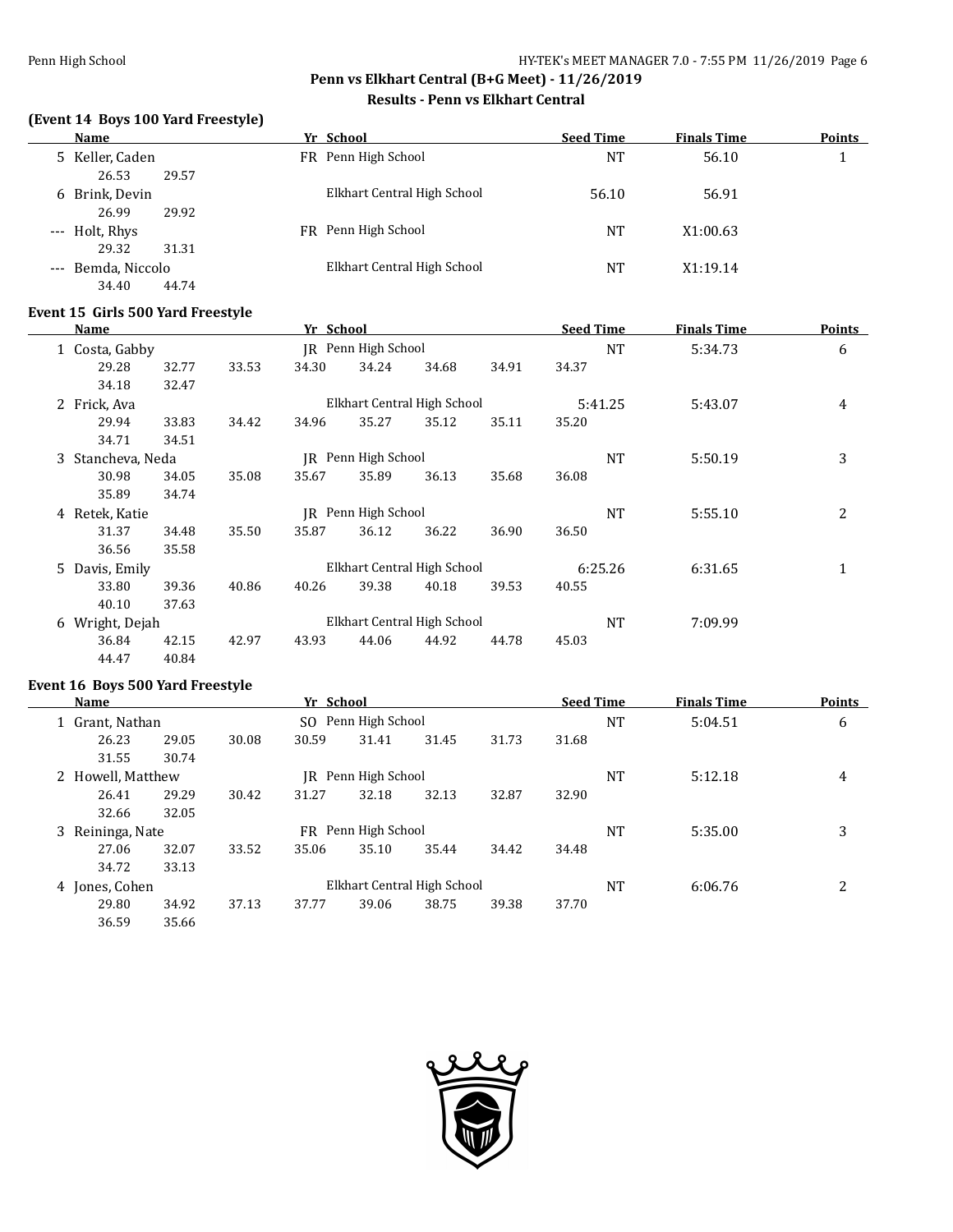**Penn vs Elkhart Central (B+G Meet) - 11/26/2019**

**Results - Penn vs Elkhart Central**

### (Event 14 Boys 100 Yard Freestyle)

| | Name | Yr | School | Seed Time | Finals Time | Points |
|---|---|---|---|---|---|---|
| 5 | Keller, Caden | FR | Penn High School | NT | 56.10 | 1 |
| | 26.53 29.57 | | | | | |
| 6 | Brink, Devin | | Elkhart Central High School | 56.10 | 56.91 | |
| | 26.99 29.92 | | | | | |
| --- | Holt, Rhys | FR | Penn High School | NT | X1:00.63 | |
| | 29.32 31.31 | | | | | |
| --- | Bemda, Niccolo | | Elkhart Central High School | NT | X1:19.14 | |
| | 34.40 44.74 | | | | | |

### Event 15 Girls 500 Yard Freestyle

| | Name | Yr | School | Seed Time | Finals Time | Points |
|---|---|---|---|---|---|---|
| 1 | Costa, Gabby | JR | Penn High School | NT | 5:34.73 | 6 |
| | 29.28 32.77 33.53 34.30 34.24 34.68 34.91 34.37 34.18 32.47 | | | | | |
| 2 | Frick, Ava | | Elkhart Central High School | 5:41.25 | 5:43.07 | 4 |
| | 29.94 33.83 34.42 34.96 35.27 35.12 35.11 35.20 34.71 34.51 | | | | | |
| 3 | Stancheva, Neda | JR | Penn High School | NT | 5:50.19 | 3 |
| | 30.98 34.05 35.08 35.67 35.89 36.13 35.68 36.08 35.89 34.74 | | | | | |
| 4 | Retek, Katie | JR | Penn High School | NT | 5:55.10 | 2 |
| | 31.37 34.48 35.50 35.87 36.12 36.22 36.90 36.50 36.56 35.58 | | | | | |
| 5 | Davis, Emily | | Elkhart Central High School | 6:25.26 | 6:31.65 | 1 |
| | 33.80 39.36 40.86 40.26 39.38 40.18 39.53 40.55 40.10 37.63 | | | | | |
| 6 | Wright, Dejah | | Elkhart Central High School | NT | 7:09.99 | |
| | 36.84 42.15 42.97 43.93 44.06 44.92 44.78 45.03 44.47 40.84 | | | | | |

### Event 16 Boys 500 Yard Freestyle

| | Name | Yr | School | Seed Time | Finals Time | Points |
|---|---|---|---|---|---|---|
| 1 | Grant, Nathan | SO | Penn High School | NT | 5:04.51 | 6 |
| | 26.23 29.05 30.08 30.59 31.41 31.45 31.73 31.68 31.55 30.74 | | | | | |
| 2 | Howell, Matthew | JR | Penn High School | NT | 5:12.18 | 4 |
| | 26.41 29.29 30.42 31.27 32.18 32.13 32.87 32.90 32.66 32.05 | | | | | |
| 3 | Reininga, Nate | FR | Penn High School | NT | 5:35.00 | 3 |
| | 27.06 32.07 33.52 35.06 35.10 35.44 34.42 34.48 34.72 33.13 | | | | | |
| 4 | Jones, Cohen | | Elkhart Central High School | NT | 6:06.76 | 2 |
| | 29.80 34.92 37.13 37.77 39.06 38.75 39.38 37.70 36.59 35.66 | | | | | |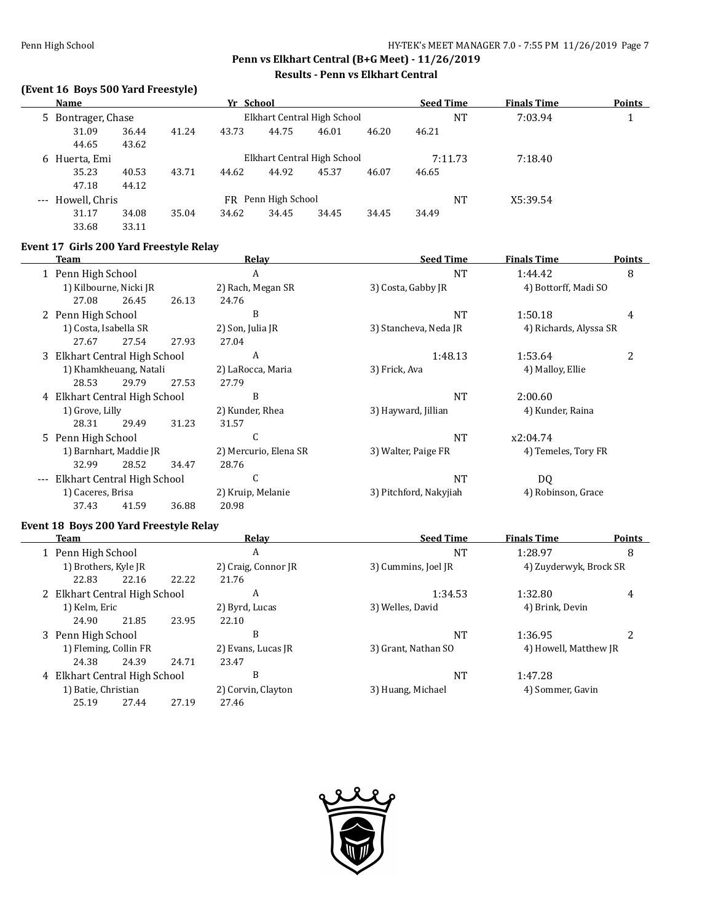## Penn vs Elkhart Central (B+G Meet) - 11/26/2019

### Results - Penn vs Elkhart Central

**(Event 16 Boys 500 Yard Freestyle)**

| | Name | Yr | School | Seed Time | Finals Time | Points |
|---|---|---|---|---|---|---|
| 5 | Bontrager, Chase | | Elkhart Central High School | NT | 7:03.94 | 1 |
| | 31.09 36.44 41.24 43.73 44.75 46.01 46.20 46.21 44.65 43.62 | | | | | |
| 6 | Huerta, Emi | | Elkhart Central High School | 7:11.73 | 7:18.40 | |
| | 35.23 40.53 43.71 44.62 44.92 45.37 46.07 46.65 47.18 44.12 | | | | | |
| --- | Howell, Chris | FR | Penn High School | NT | X5:39.54 | |
| | 31.17 34.08 35.04 34.62 34.45 34.45 34.45 34.49 33.68 33.11 | | | | | |

**Event 17 Girls 200 Yard Freestyle Relay**

| | Team | Relay | Seed Time | Finals Time | Points |
|---|---|---|---|---|---|
| 1 | Penn High School | A | NT | 1:44.42 | 8 |
| | 1) Kilbourne, Nicki JR; 2) Rach, Megan SR; 3) Costa, Gabby JR; 4) Bottorff, Madi SO | | | | |
| | 27.08 26.45 26.13 24.76 | | | | |
| 2 | Penn High School | B | NT | 1:50.18 | 4 |
| | 1) Costa, Isabella SR; 2) Son, Julia JR; 3) Stancheva, Neda JR; 4) Richards, Alyssa SR | | | | |
| | 27.67 27.54 27.93 27.04 | | | | |
| 3 | Elkhart Central High School | A | 1:48.13 | 1:53.64 | 2 |
| | 1) Khamkheuang, Natali; 2) LaRocca, Maria; 3) Frick, Ava; 4) Malloy, Ellie | | | | |
| | 28.53 29.79 27.53 27.79 | | | | |
| 4 | Elkhart Central High School | B | NT | 2:00.60 | |
| | 1) Grove, Lilly; 2) Kunder, Rhea; 3) Hayward, Jillian; 4) Kunder, Raina | | | | |
| | 28.31 29.49 31.23 31.57 | | | | |
| 5 | Penn High School | C | NT | x2:04.74 | |
| | 1) Barnhart, Maddie JR; 2) Mercurio, Elena SR; 3) Walter, Paige FR; 4) Temeles, Tory FR | | | | |
| | 32.99 28.52 34.47 28.76 | | | | |
| --- | Elkhart Central High School | C | NT | DQ | |
| | 1) Caceres, Brisa; 2) Kruip, Melanie; 3) Pitchford, Nakyjiah; 4) Robinson, Grace | | | | |
| | 37.43 41.59 36.88 20.98 | | | | |

**Event 18 Boys 200 Yard Freestyle Relay**

| | Team | Relay | Seed Time | Finals Time | Points |
|---|---|---|---|---|---|
| 1 | Penn High School | A | NT | 1:28.97 | 8 |
| | 1) Brothers, Kyle JR; 2) Craig, Connor JR; 3) Cummins, Joel JR; 4) Zuyderwyk, Brock SR | | | | |
| | 22.83 22.16 22.22 21.76 | | | | |
| 2 | Elkhart Central High School | A | 1:34.53 | 1:32.80 | 4 |
| | 1) Kelm, Eric; 2) Byrd, Lucas; 3) Welles, David; 4) Brink, Devin | | | | |
| | 24.90 21.85 23.95 22.10 | | | | |
| 3 | Penn High School | B | NT | 1:36.95 | 2 |
| | 1) Fleming, Collin FR; 2) Evans, Lucas JR; 3) Grant, Nathan SO; 4) Howell, Matthew JR | | | | |
| | 24.38 24.39 24.71 23.47 | | | | |
| 4 | Elkhart Central High School | B | NT | 1:47.28 | |
| | 1) Batie, Christian; 2) Corvin, Clayton; 3) Huang, Michael; 4) Sommer, Gavin | | | | |
| | 25.19 27.44 27.19 27.46 | | | | |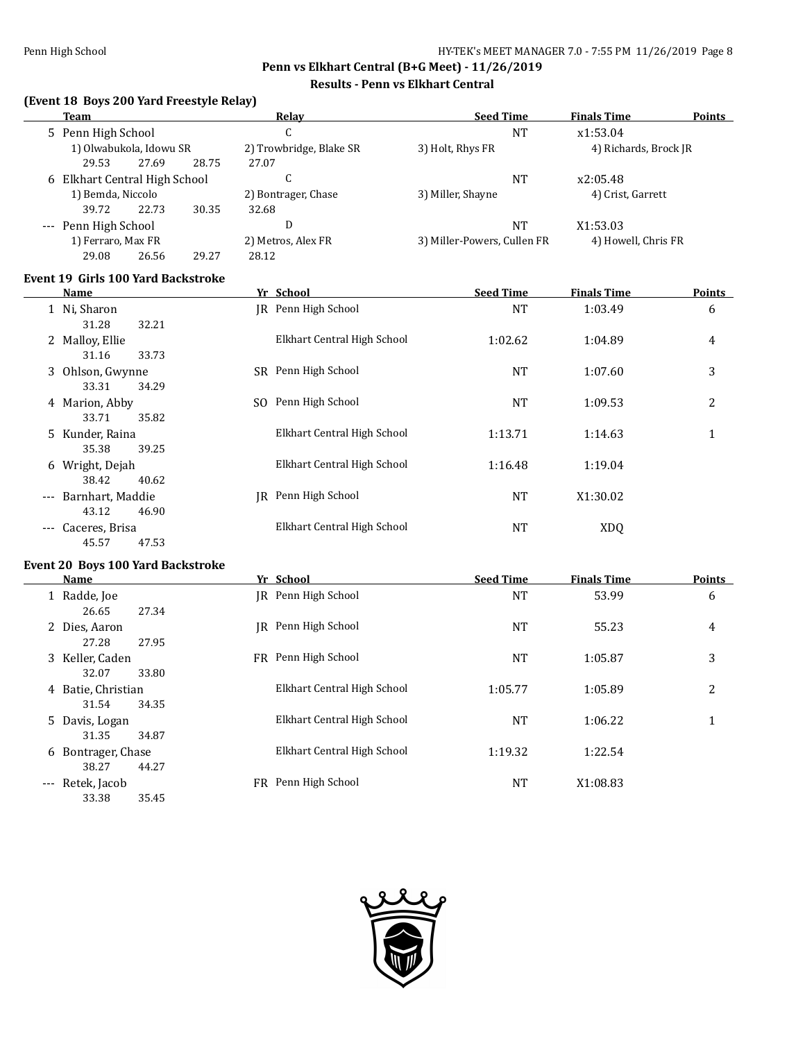## Penn vs Elkhart Central (B+G Meet) - 11/26/2019

### Results - Penn vs Elkhart Central

**(Event 18 Boys 200 Yard Freestyle Relay)**

| | Team | Relay | Seed Time | Finals Time | Points |
|---|---|---|---|---|---|
| 5 | Penn High School | C | NT | x1:53.04 | |
| | 1) Olwabukola, Idowu SR | 2) Trowbridge, Blake SR | 3) Holt, Rhys FR | 4) Richards, Brock JR | |
| | 29.53 27.69 28.75 27.07 | | | | |
| 6 | Elkhart Central High School | C | NT | x2:05.48 | |
| | 1) Bemda, Niccolo | 2) Bontrager, Chase | 3) Miller, Shayne | 4) Crist, Garrett | |
| | 39.72 22.73 30.35 32.68 | | | | |
| --- | Penn High School | D | NT | X1:53.03 | |
| | 1) Ferraro, Max FR | 2) Metros, Alex FR | 3) Miller-Powers, Cullen FR | 4) Howell, Chris FR | |
| | 29.08 26.56 29.27 28.12 | | | | |

**Event 19 Girls 100 Yard Backstroke**

| | Name | Yr | School | Seed Time | Finals Time | Points |
|---|---|---|---|---|---|---|
| 1 | Ni, Sharon | JR | Penn High School | NT | 1:03.49 | 6 |
| | 31.28 32.21 | | | | | |
| 2 | Malloy, Ellie | | Elkhart Central High School | 1:02.62 | 1:04.89 | 4 |
| | 31.16 33.73 | | | | | |
| 3 | Ohlson, Gwynne | SR | Penn High School | NT | 1:07.60 | 3 |
| | 33.31 34.29 | | | | | |
| 4 | Marion, Abby | SO | Penn High School | NT | 1:09.53 | 2 |
| | 33.71 35.82 | | | | | |
| 5 | Kunder, Raina | | Elkhart Central High School | 1:13.71 | 1:14.63 | 1 |
| | 35.38 39.25 | | | | | |
| 6 | Wright, Dejah | | Elkhart Central High School | 1:16.48 | 1:19.04 | |
| | 38.42 40.62 | | | | | |
| --- | Barnhart, Maddie | JR | Penn High School | NT | X1:30.02 | |
| | 43.12 46.90 | | | | | |
| --- | Caceres, Brisa | | Elkhart Central High School | NT | XDQ | |
| | 45.57 47.53 | | | | | |

**Event 20 Boys 100 Yard Backstroke**

| | Name | Yr | School | Seed Time | Finals Time | Points |
|---|---|---|---|---|---|---|
| 1 | Radde, Joe | JR | Penn High School | NT | 53.99 | 6 |
| | 26.65 27.34 | | | | | |
| 2 | Dies, Aaron | JR | Penn High School | NT | 55.23 | 4 |
| | 27.28 27.95 | | | | | |
| 3 | Keller, Caden | FR | Penn High School | NT | 1:05.87 | 3 |
| | 32.07 33.80 | | | | | |
| 4 | Batie, Christian | | Elkhart Central High School | 1:05.77 | 1:05.89 | 2 |
| | 31.54 34.35 | | | | | |
| 5 | Davis, Logan | | Elkhart Central High School | NT | 1:06.22 | 1 |
| | 31.35 34.87 | | | | | |
| 6 | Bontrager, Chase | | Elkhart Central High School | 1:19.32 | 1:22.54 | |
| | 38.27 44.27 | | | | | |
| --- | Retek, Jacob | FR | Penn High School | NT | X1:08.83 | |
| | 33.38 35.45 | | | | | |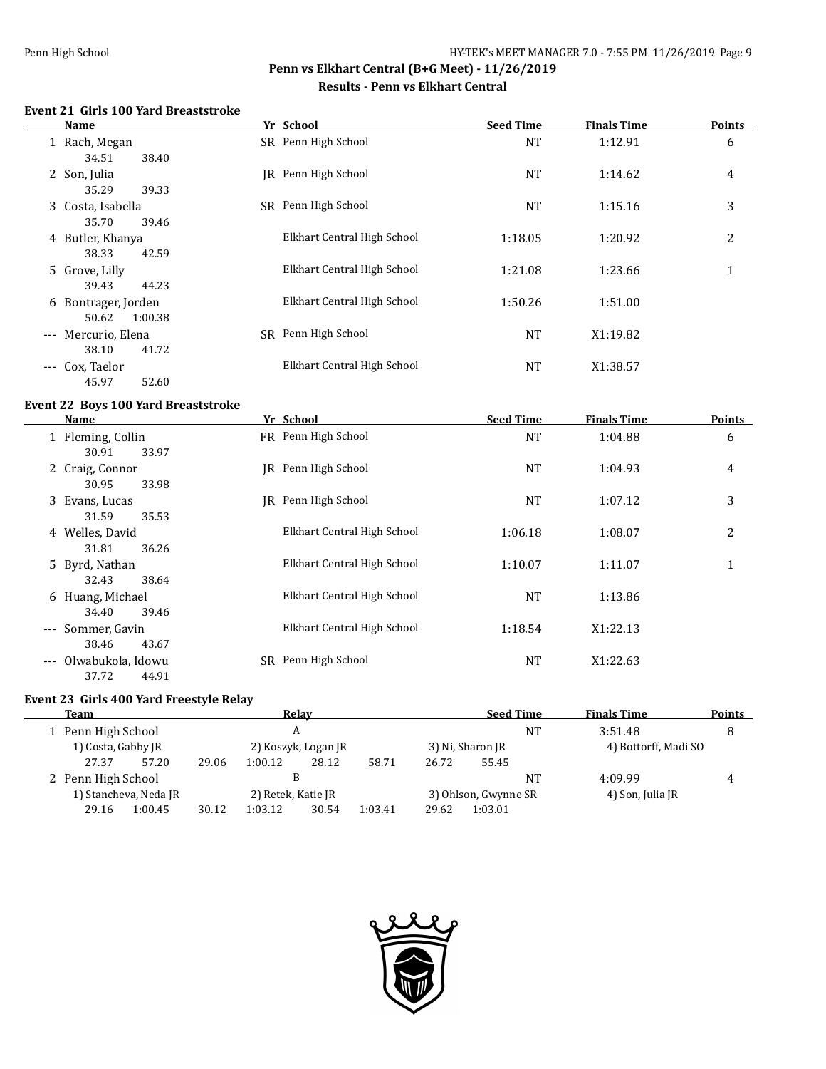**Penn vs Elkhart Central (B+G Meet) - 11/26/2019**

**Results - Penn vs Elkhart Central**

### Event 21 Girls 100 Yard Breaststroke

| | Name | Yr | School | Seed Time | Finals Time | Points |
|---|---|---|---|---|---|---|
| 1 | Rach, Megan | SR | Penn High School | NT | 1:12.91 | 6 |
| | 34.51 38.40 | | | | | |
| 2 | Son, Julia | JR | Penn High School | NT | 1:14.62 | 4 |
| | 35.29 39.33 | | | | | |
| 3 | Costa, Isabella | SR | Penn High School | NT | 1:15.16 | 3 |
| | 35.70 39.46 | | | | | |
| 4 | Butler, Khanya | | Elkhart Central High School | 1:18.05 | 1:20.92 | 2 |
| | 38.33 42.59 | | | | | |
| 5 | Grove, Lilly | | Elkhart Central High School | 1:21.08 | 1:23.66 | 1 |
| | 39.43 44.23 | | | | | |
| 6 | Bontrager, Jorden | | Elkhart Central High School | 1:50.26 | 1:51.00 | |
| | 50.62 1:00.38 | | | | | |
| --- | Mercurio, Elena | SR | Penn High School | NT | X1:19.82 | |
| | 38.10 41.72 | | | | | |
| --- | Cox, Taelor | | Elkhart Central High School | NT | X1:38.57 | |
| | 45.97 52.60 | | | | | |

### Event 22 Boys 100 Yard Breaststroke

| | Name | Yr | School | Seed Time | Finals Time | Points |
|---|---|---|---|---|---|---|
| 1 | Fleming, Collin | FR | Penn High School | NT | 1:04.88 | 6 |
| | 30.91 33.97 | | | | | |
| 2 | Craig, Connor | JR | Penn High School | NT | 1:04.93 | 4 |
| | 30.95 33.98 | | | | | |
| 3 | Evans, Lucas | JR | Penn High School | NT | 1:07.12 | 3 |
| | 31.59 35.53 | | | | | |
| 4 | Welles, David | | Elkhart Central High School | 1:06.18 | 1:08.07 | 2 |
| | 31.81 36.26 | | | | | |
| 5 | Byrd, Nathan | | Elkhart Central High School | 1:10.07 | 1:11.07 | 1 |
| | 32.43 38.64 | | | | | |
| 6 | Huang, Michael | | Elkhart Central High School | NT | 1:13.86 | |
| | 34.40 39.46 | | | | | |
| --- | Sommer, Gavin | | Elkhart Central High School | 1:18.54 | X1:22.13 | |
| | 38.46 43.67 | | | | | |
| --- | Olwabukola, Idowu | SR | Penn High School | NT | X1:22.63 | |
| | 37.72 44.91 | | | | | |

### Event 23 Girls 400 Yard Freestyle Relay

| | Team | Relay | Seed Time | Finals Time | Points |
|---|---|---|---|---|---|
| 1 | Penn High School | A | NT | 3:51.48 | 8 |
| | 1) Costa, Gabby JR; 2) Koszyk, Logan JR; 3) Ni, Sharon JR; 4) Bottorff, Madi SO | | | | |
| | 27.37 57.20 29.06 1:00.12 28.12 58.71 26.72 55.45 | | | | |
| 2 | Penn High School | B | NT | 4:09.99 | 4 |
| | 1) Stancheva, Neda JR; 2) Retek, Katie JR; 3) Ohlson, Gwynne SR; 4) Son, Julia JR | | | | |
| | 29.16 1:00.45 30.12 1:03.12 30.54 1:03.41 29.62 1:03.01 | | | | |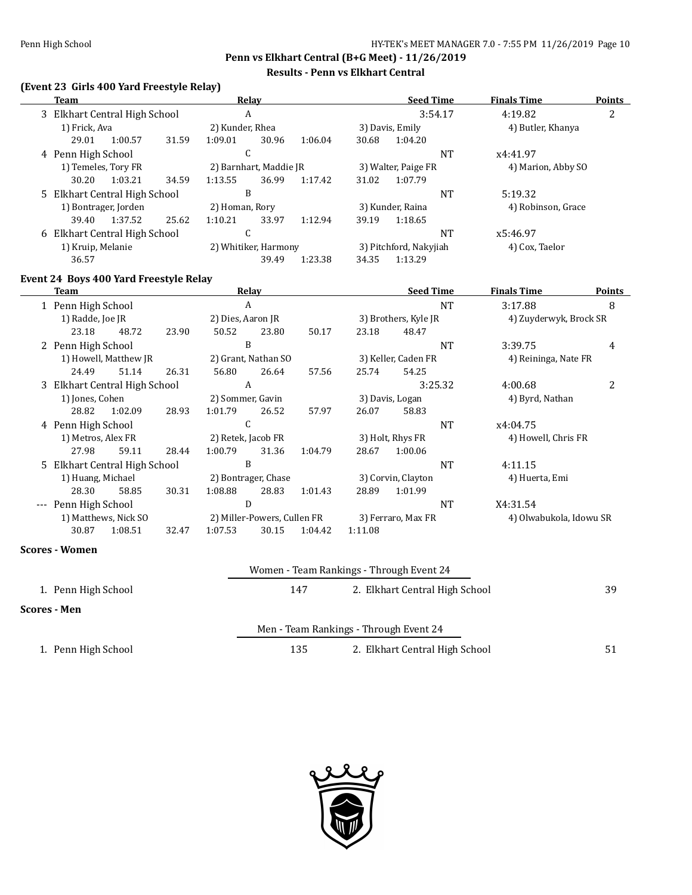**Penn vs Elkhart Central (B+G Meet) - 11/26/2019**

**Results - Penn vs Elkhart Central**

### (Event 23 Girls 400 Yard Freestyle Relay)

| | Team | Relay | Seed Time | Finals Time | Points |
|---|---|---|---|---|---|
| 3 | Elkhart Central High School | A | 3:54.17 | 4:19.82 | 2 |
| | 1) Frick, Ava | 2) Kunder, Rhea | 3) Davis, Emily | 4) Butler, Khanya | |
| | 29.01 1:00.57 31.59 | 1:09.01 30.96 1:06.04 | 30.68 1:04.20 | | |
| 4 | Penn High School | C | NT | x4:41.97 | |
| | 1) Temeles, Tory FR | 2) Barnhart, Maddie JR | 3) Walter, Paige FR | 4) Marion, Abby SO | |
| | 30.20 1:03.21 34.59 | 1:13.55 36.99 1:17.42 | 31.02 1:07.79 | | |
| 5 | Elkhart Central High School | B | NT | 5:19.32 | |
| | 1) Bontrager, Jorden | 2) Homan, Rory | 3) Kunder, Raina | 4) Robinson, Grace | |
| | 39.40 1:37.52 25.62 | 1:10.21 33.97 1:12.94 | 39.19 1:18.65 | | |
| 6 | Elkhart Central High School | C | NT | x5:46.97 | |
| | 1) Kruip, Melanie | 2) Whitiker, Harmony | 3) Pitchford, Nakyjiah | 4) Cox, Taelor | |
| | 36.57 | 39.49 1:23.38 | 34.35 1:13.29 | | |

### Event 24 Boys 400 Yard Freestyle Relay

| | Team | Relay | Seed Time | Finals Time | Points |
|---|---|---|---|---|---|
| 1 | Penn High School | A | NT | 3:17.88 | 8 |
| | 1) Radde, Joe JR | 2) Dies, Aaron JR | 3) Brothers, Kyle JR | 4) Zuyderwyk, Brock SR | |
| | 23.18 48.72 23.90 | 50.52 23.80 50.17 | 23.18 48.47 | | |
| 2 | Penn High School | B | NT | 3:39.75 | 4 |
| | 1) Howell, Matthew JR | 2) Grant, Nathan SO | 3) Keller, Caden FR | 4) Reininga, Nate FR | |
| | 24.49 51.14 26.31 | 56.80 26.64 57.56 | 25.74 54.25 | | |
| 3 | Elkhart Central High School | A | 3:25.32 | 4:00.68 | 2 |
| | 1) Jones, Cohen | 2) Sommer, Gavin | 3) Davis, Logan | 4) Byrd, Nathan | |
| | 28.82 1:02.09 28.93 | 1:01.79 26.52 57.97 | 26.07 58.83 | | |
| 4 | Penn High School | C | NT | x4:04.75 | |
| | 1) Metros, Alex FR | 2) Retek, Jacob FR | 3) Holt, Rhys FR | 4) Howell, Chris FR | |
| | 27.98 59.11 28.44 | 1:00.79 31.36 1:04.79 | 28.67 1:00.06 | | |
| 5 | Elkhart Central High School | B | NT | 4:11.15 | |
| | 1) Huang, Michael | 2) Bontrager, Chase | 3) Corvin, Clayton | 4) Huerta, Emi | |
| | 28.30 58.85 30.31 | 1:08.88 28.83 1:01.43 | 28.89 1:01.99 | | |
| --- | Penn High School | D | NT | X4:31.54 | |
| | 1) Matthews, Nick SO | 2) Miller-Powers, Cullen FR | 3) Ferraro, Max FR | 4) Olwabukola, Idowu SR | |
| | 30.87 1:08.51 32.47 | 1:07.53 30.15 1:04.42 | 1:11.08 | | |

**Scores - Women**

Women - Team Rankings - Through Event 24

| | | | |
|---|---|---|---|
| 1. Penn High School | 147 | 2. Elkhart Central High School | 39 |

**Scores - Men**

Men - Team Rankings - Through Event 24

| | | | |
|---|---|---|---|
| 1. Penn High School | 135 | 2. Elkhart Central High School | 51 |